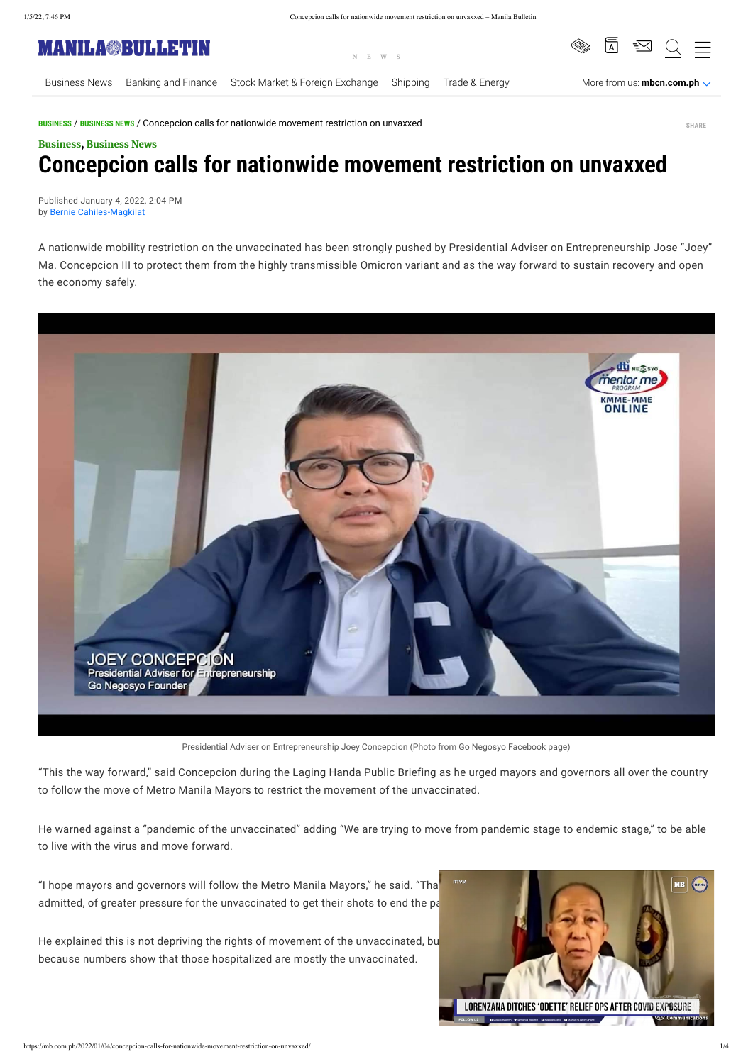BUSINESS / BUSINESS NEWS / Concepcion calls for nationwide movement restriction on unvaxxed

Business, Business News

# Concepcion calls for nationwide movement restriction on unvaxxed

Published January 4, 2022, 2:04 PM
by Bernie Cahiles-Magkilat

A nationwide mobility restriction on the unvaccinated has been strongly pushed by Presidential Adviser on Entrepreneurship Jose "Joey" Ma. Concepcion III to protect them from the highly transmissible Omicron variant and as the way forward to sustain recovery and open the economy safely.

Presidential Adviser on Entrepreneurship Joey Concepcion (Photo from Go Negosyo Facebook page)

"This the way forward," said Concepcion during the Laging Handa Public Briefing as he urged mayors and governors all over the country to follow the move of Metro Manila Mayors to restrict the movement of the unvaccinated.

He warned against a "pandemic of the unvaccinated" adding "We are trying to move from pandemic stage to endemic stage," to be able to live with the virus and move forward.

"I hope mayors and governors will follow the Metro Manila Mayors," he said. "Tha admitted, of greater pressure for the unvaccinated to get their shots to end the pa

He explained this is not depriving the rights of movement of the unvaccinated, bu because numbers show that those hospitalized are mostly the unvaccinated.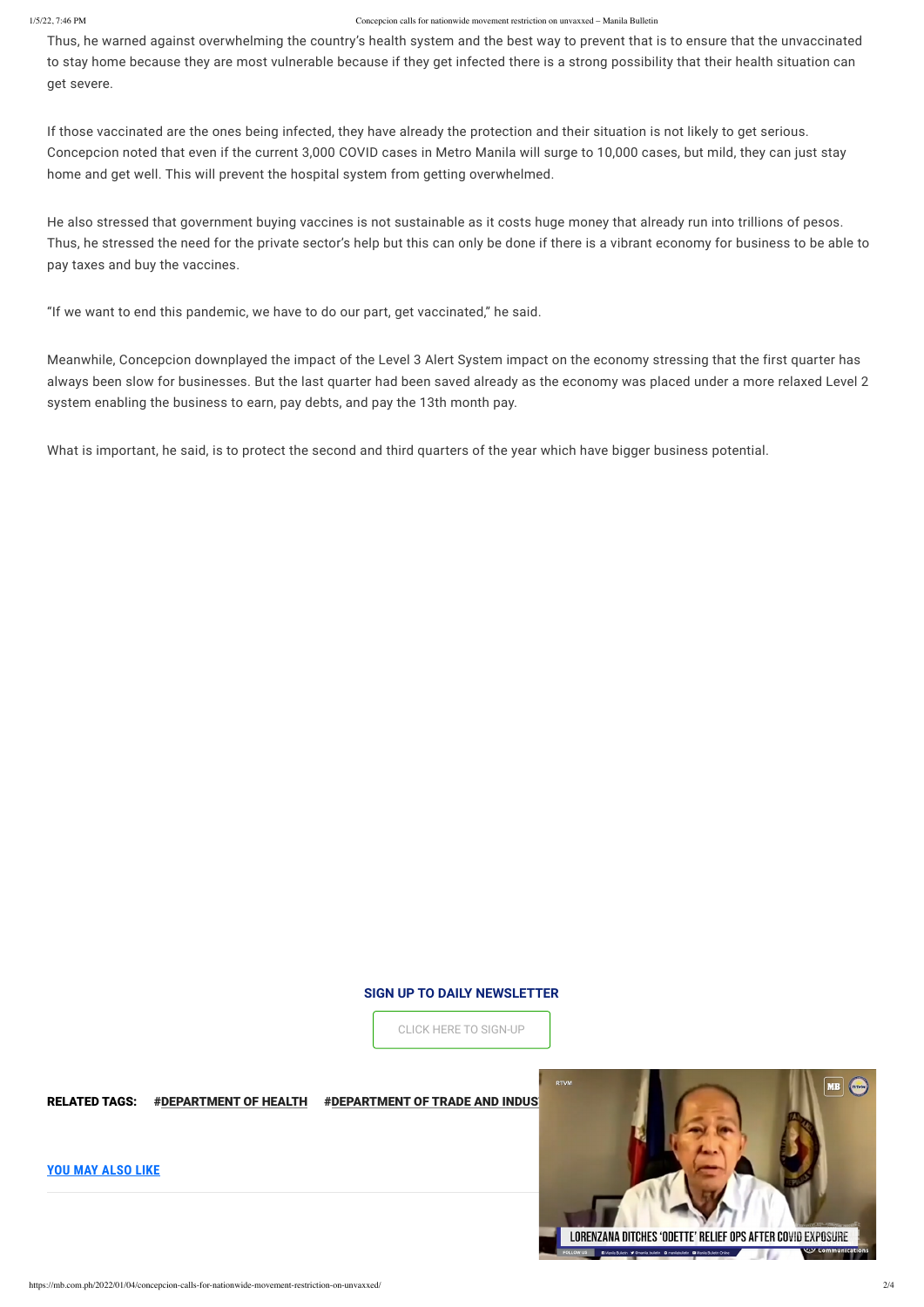Thus, he warned against overwhelming the country's health system and the best way to prevent that is to ensure that the unvaccinated to stay home because they are most vulnerable because if they get infected there is a strong possibility that their health situation can get severe.

If those vaccinated are the ones being infected, they have already the protection and their situation is not likely to get serious. Concepcion noted that even if the current 3,000 COVID cases in Metro Manila will surge to 10,000 cases, but mild, they can just stay home and get well. This will prevent the hospital system from getting overwhelmed.

He also stressed that government buying vaccines is not sustainable as it costs huge money that already run into trillions of pesos. Thus, he stressed the need for the private sector's help but this can only be done if there is a vibrant economy for business to be able to pay taxes and buy the vaccines.

"If we want to end this pandemic, we have to do our part, get vaccinated," he said.

Meanwhile, Concepcion downplayed the impact of the Level 3 Alert System impact on the economy stressing that the first quarter has always been slow for businesses. But the last quarter had been saved already as the economy was placed under a more relaxed Level 2 system enabling the business to earn, pay debts, and pay the 13th month pay.

What is important, he said, is to protect the second and third quarters of the year which have bigger business potential.

**SIGN UP TO DAILY NEWSLETTER**

CLICK HERE TO SIGN-UP

**RELATED TAGS:** #DEPARTMENT OF HEALTH #DEPARTMENT OF TRADE AND INDUS

**YOU MAY ALSO LIKE**

LORENZANA DITCHES 'ODETTE' RELIEF OPS AFTER COVID EXPOSURE